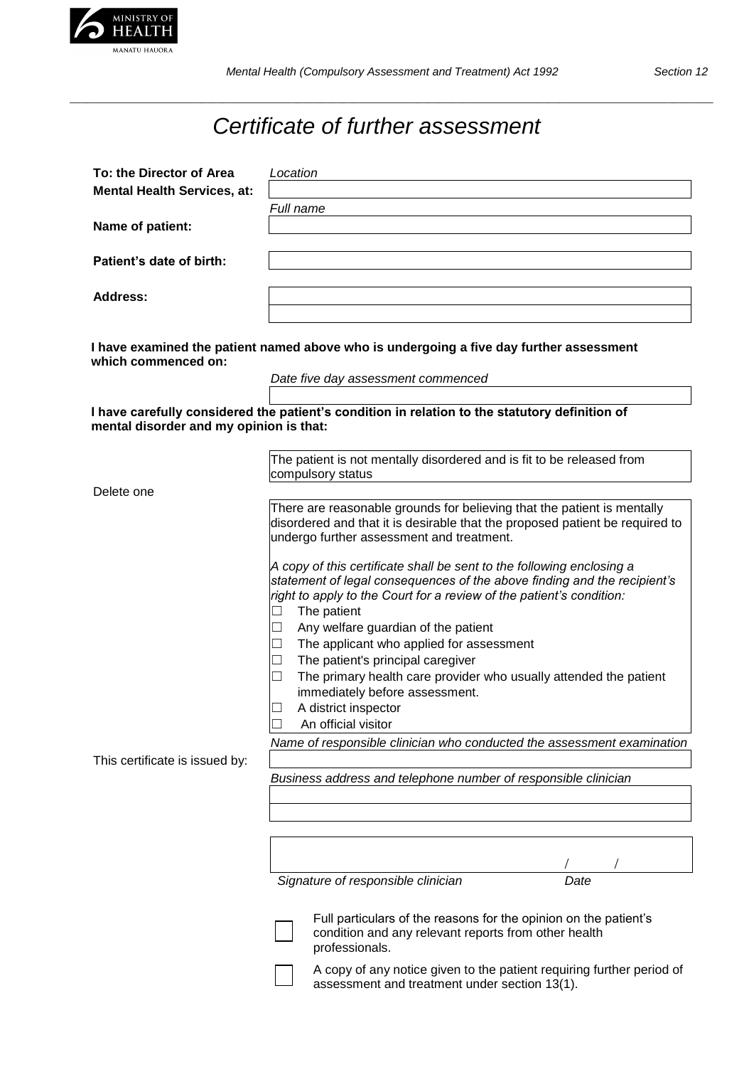# Certificate of further assessment

| | |
|---|---|
| **To: the Director of Area Mental Health Services, at:** | *Location* |
| **Name of patient:** | *Full name* |
| **Patient's date of birth:** | |
| **Address:** | |

**I have examined the patient named above who is undergoing a five day further assessment which commenced on:**

*Date five day assessment commenced*

**I have carefully considered the patient's condition in relation to the statutory definition of mental disorder and my opinion is that:**

Delete one

The patient is not mentally disordered and is fit to be released from compulsory status

There are reasonable grounds for believing that the patient is mentally disordered and that it is desirable that the proposed patient be required to undergo further assessment and treatment.

*A copy of this certificate shall be sent to the following enclosing a statement of legal consequences of the above finding and the recipient's right to apply to the Court for a review of the patient's condition:*

- ☐ The patient
- ☐ Any welfare guardian of the patient
- ☐ The applicant who applied for assessment
- ☐ The patient's principal caregiver
- ☐ The primary health care provider who usually attended the patient immediately before assessment.
- ☐ A district inspector
- ☐ An official visitor

This certificate is issued by:

*Name of responsible clinician who conducted the assessment examination*

*Business address and telephone number of responsible clinician*

*Signature of responsible clinician* &nbsp;&nbsp;&nbsp;&nbsp; / &nbsp;&nbsp; / &nbsp;&nbsp; *Date*

- ☐ Full particulars of the reasons for the opinion on the patient's condition and any relevant reports from other health professionals.
- ☐ A copy of any notice given to the patient requiring further period of assessment and treatment under section 13(1).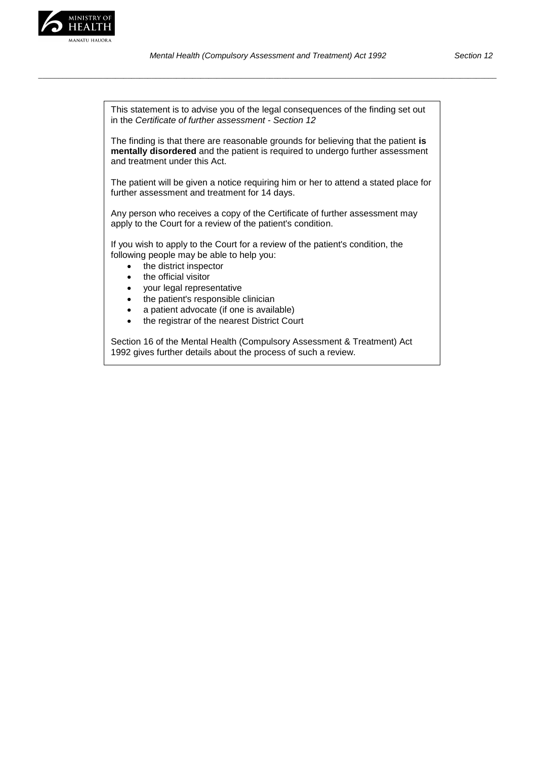This statement is to advise you of the legal consequences of the finding set out in the *Certificate of further assessment - Section 12*

The finding is that there are reasonable grounds for believing that the patient **is mentally disordered** and the patient is required to undergo further assessment and treatment under this Act.

The patient will be given a notice requiring him or her to attend a stated place for further assessment and treatment for 14 days.

Any person who receives a copy of the Certificate of further assessment may apply to the Court for a review of the patient's condition.

If you wish to apply to the Court for a review of the patient's condition, the following people may be able to help you:

- the district inspector
- the official visitor
- your legal representative
- the patient's responsible clinician
- a patient advocate (if one is available)
- the registrar of the nearest District Court

Section 16 of the Mental Health (Compulsory Assessment & Treatment) Act 1992 gives further details about the process of such a review.